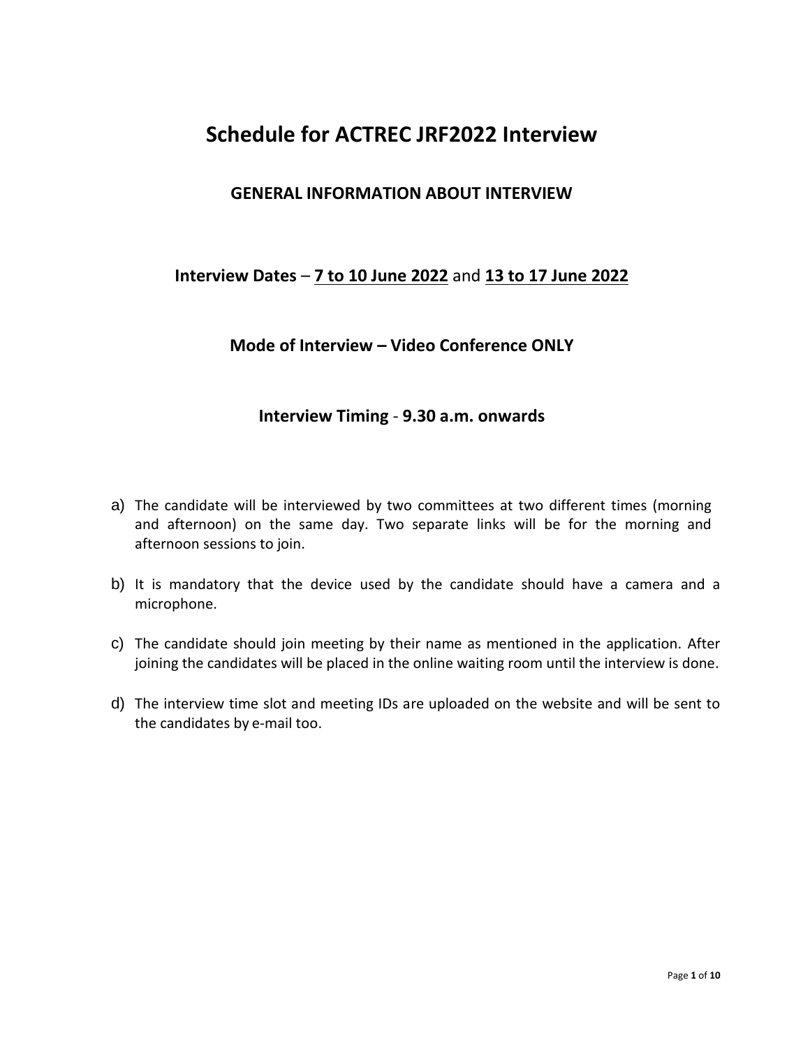# Schedule for ACTREC JRF2022 Interview

## GENERAL INFORMATION ABOUT INTERVIEW

**Interview Dates** – **<u>7 to 10 June 2022</u>** and **<u>13 to 17 June 2022</u>**

**Mode of Interview – Video Conference ONLY**

**Interview Timing** - **9.30 a.m. onwards**

a) The candidate will be interviewed by two committees at two different times (morning and afternoon) on the same day. Two separate links will be for the morning and afternoon sessions to join.

b) It is mandatory that the device used by the candidate should have a camera and a microphone.

c) The candidate should join meeting by their name as mentioned in the application. After joining the candidates will be placed in the online waiting room until the interview is done.

d) The interview time slot and meeting IDs are uploaded on the website and will be sent to the candidates by e-mail too.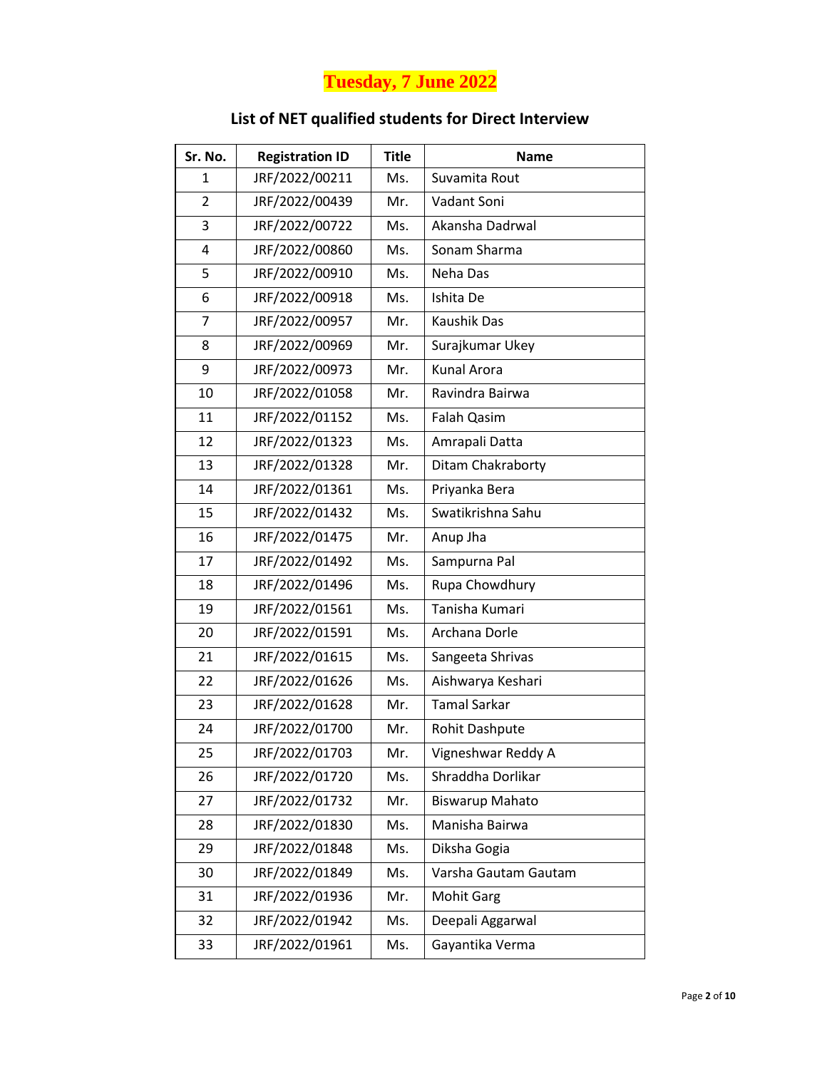# Tuesday, 7 June 2022

## List of NET qualified students for Direct Interview

| Sr. No. | Registration ID | Title | Name |
|---|---|---|---|
| 1 | JRF/2022/00211 | Ms. | Suvamita Rout |
| 2 | JRF/2022/00439 | Mr. | Vadant Soni |
| 3 | JRF/2022/00722 | Ms. | Akansha Dadrwal |
| 4 | JRF/2022/00860 | Ms. | Sonam Sharma |
| 5 | JRF/2022/00910 | Ms. | Neha Das |
| 6 | JRF/2022/00918 | Ms. | Ishita De |
| 7 | JRF/2022/00957 | Mr. | Kaushik Das |
| 8 | JRF/2022/00969 | Mr. | Surajkumar Ukey |
| 9 | JRF/2022/00973 | Mr. | Kunal Arora |
| 10 | JRF/2022/01058 | Mr. | Ravindra Bairwa |
| 11 | JRF/2022/01152 | Ms. | Falah Qasim |
| 12 | JRF/2022/01323 | Ms. | Amrapali Datta |
| 13 | JRF/2022/01328 | Mr. | Ditam Chakraborty |
| 14 | JRF/2022/01361 | Ms. | Priyanka Bera |
| 15 | JRF/2022/01432 | Ms. | Swatikrishna Sahu |
| 16 | JRF/2022/01475 | Mr. | Anup Jha |
| 17 | JRF/2022/01492 | Ms. | Sampurna Pal |
| 18 | JRF/2022/01496 | Ms. | Rupa Chowdhury |
| 19 | JRF/2022/01561 | Ms. | Tanisha Kumari |
| 20 | JRF/2022/01591 | Ms. | Archana Dorle |
| 21 | JRF/2022/01615 | Ms. | Sangeeta Shrivas |
| 22 | JRF/2022/01626 | Ms. | Aishwarya Keshari |
| 23 | JRF/2022/01628 | Mr. | Tamal Sarkar |
| 24 | JRF/2022/01700 | Mr. | Rohit Dashpute |
| 25 | JRF/2022/01703 | Mr. | Vigneshwar Reddy A |
| 26 | JRF/2022/01720 | Ms. | Shraddha Dorlikar |
| 27 | JRF/2022/01732 | Mr. | Biswarup Mahato |
| 28 | JRF/2022/01830 | Ms. | Manisha Bairwa |
| 29 | JRF/2022/01848 | Ms. | Diksha Gogia |
| 30 | JRF/2022/01849 | Ms. | Varsha Gautam Gautam |
| 31 | JRF/2022/01936 | Mr. | Mohit Garg |
| 32 | JRF/2022/01942 | Ms. | Deepali Aggarwal |
| 33 | JRF/2022/01961 | Ms. | Gayantika Verma |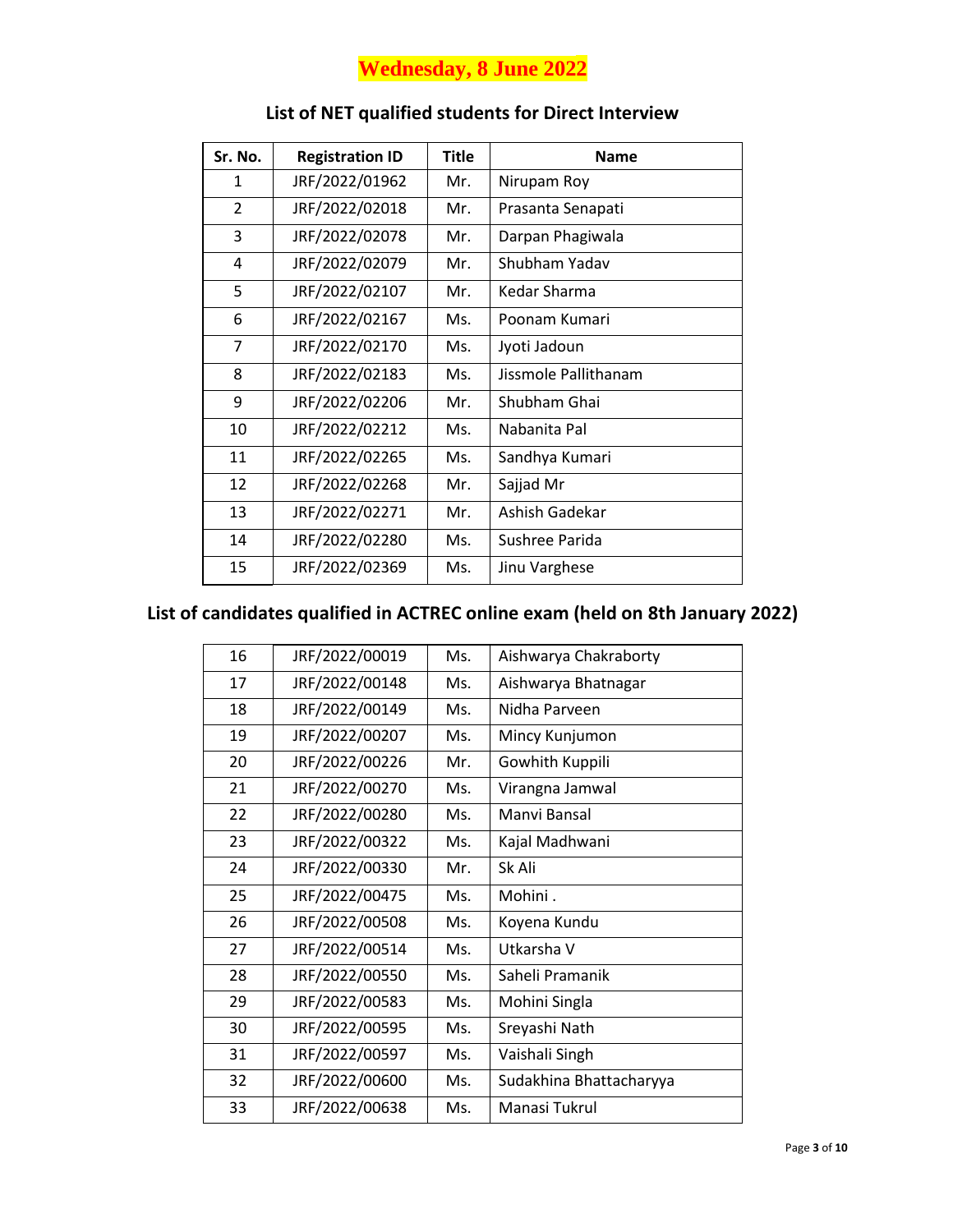# Wednesday, 8 June 2022

## List of NET qualified students for Direct Interview

| Sr. No. | Registration ID | Title | Name |
|---|---|---|---|
| 1 | JRF/2022/01962 | Mr. | Nirupam Roy |
| 2 | JRF/2022/02018 | Mr. | Prasanta Senapati |
| 3 | JRF/2022/02078 | Mr. | Darpan Phagiwala |
| 4 | JRF/2022/02079 | Mr. | Shubham Yadav |
| 5 | JRF/2022/02107 | Mr. | Kedar Sharma |
| 6 | JRF/2022/02167 | Ms. | Poonam Kumari |
| 7 | JRF/2022/02170 | Ms. | Jyoti Jadoun |
| 8 | JRF/2022/02183 | Ms. | Jissmole Pallithanam |
| 9 | JRF/2022/02206 | Mr. | Shubham Ghai |
| 10 | JRF/2022/02212 | Ms. | Nabanita Pal |
| 11 | JRF/2022/02265 | Ms. | Sandhya Kumari |
| 12 | JRF/2022/02268 | Mr. | Sajjad Mr |
| 13 | JRF/2022/02271 | Mr. | Ashish Gadekar |
| 14 | JRF/2022/02280 | Ms. | Sushree Parida |
| 15 | JRF/2022/02369 | Ms. | Jinu Varghese |

## List of candidates qualified in ACTREC online exam (held on 8th January 2022)

| Sr. No. | Registration ID | Title | Name |
|---|---|---|---|
| 16 | JRF/2022/00019 | Ms. | Aishwarya Chakraborty |
| 17 | JRF/2022/00148 | Ms. | Aishwarya Bhatnagar |
| 18 | JRF/2022/00149 | Ms. | Nidha Parveen |
| 19 | JRF/2022/00207 | Ms. | Mincy Kunjumon |
| 20 | JRF/2022/00226 | Mr. | Gowhith Kuppili |
| 21 | JRF/2022/00270 | Ms. | Virangna Jamwal |
| 22 | JRF/2022/00280 | Ms. | Manvi Bansal |
| 23 | JRF/2022/00322 | Ms. | Kajal Madhwani |
| 24 | JRF/2022/00330 | Mr. | Sk Ali |
| 25 | JRF/2022/00475 | Ms. | Mohini . |
| 26 | JRF/2022/00508 | Ms. | Koyena Kundu |
| 27 | JRF/2022/00514 | Ms. | Utkarsha V |
| 28 | JRF/2022/00550 | Ms. | Saheli Pramanik |
| 29 | JRF/2022/00583 | Ms. | Mohini Singla |
| 30 | JRF/2022/00595 | Ms. | Sreyashi Nath |
| 31 | JRF/2022/00597 | Ms. | Vaishali Singh |
| 32 | JRF/2022/00600 | Ms. | Sudakhina Bhattacharyya |
| 33 | JRF/2022/00638 | Ms. | Manasi Tukrul |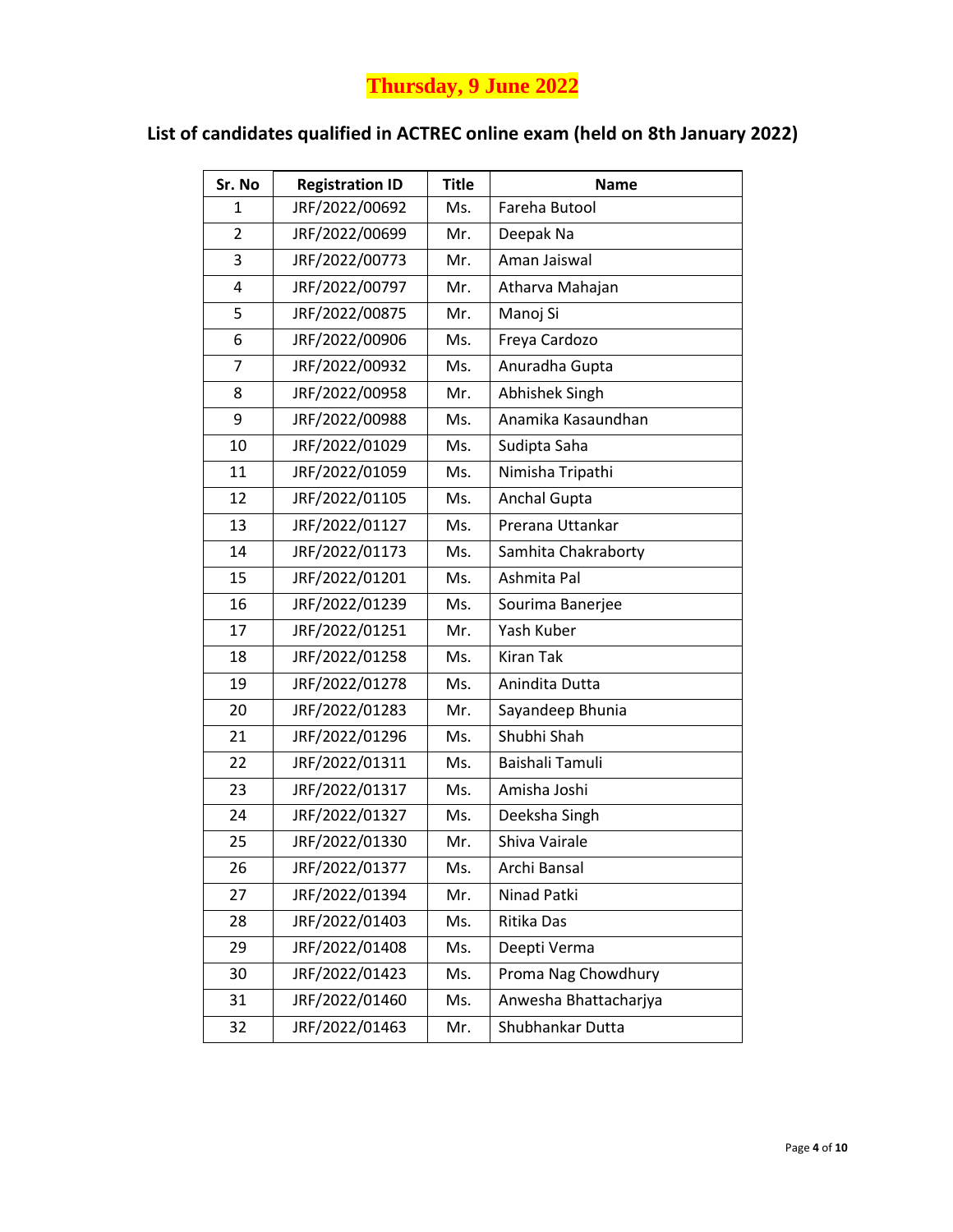# Thursday, 9 June 2022

## List of candidates qualified in ACTREC online exam (held on 8th January 2022)

| Sr. No | Registration ID | Title | Name |
|---|---|---|---|
| 1 | JRF/2022/00692 | Ms. | Fareha Butool |
| 2 | JRF/2022/00699 | Mr. | Deepak Na |
| 3 | JRF/2022/00773 | Mr. | Aman Jaiswal |
| 4 | JRF/2022/00797 | Mr. | Atharva Mahajan |
| 5 | JRF/2022/00875 | Mr. | Manoj Si |
| 6 | JRF/2022/00906 | Ms. | Freya Cardozo |
| 7 | JRF/2022/00932 | Ms. | Anuradha Gupta |
| 8 | JRF/2022/00958 | Mr. | Abhishek Singh |
| 9 | JRF/2022/00988 | Ms. | Anamika Kasaundhan |
| 10 | JRF/2022/01029 | Ms. | Sudipta Saha |
| 11 | JRF/2022/01059 | Ms. | Nimisha Tripathi |
| 12 | JRF/2022/01105 | Ms. | Anchal Gupta |
| 13 | JRF/2022/01127 | Ms. | Prerana Uttankar |
| 14 | JRF/2022/01173 | Ms. | Samhita Chakraborty |
| 15 | JRF/2022/01201 | Ms. | Ashmita Pal |
| 16 | JRF/2022/01239 | Ms. | Sourima Banerjee |
| 17 | JRF/2022/01251 | Mr. | Yash Kuber |
| 18 | JRF/2022/01258 | Ms. | Kiran Tak |
| 19 | JRF/2022/01278 | Ms. | Anindita Dutta |
| 20 | JRF/2022/01283 | Mr. | Sayandeep Bhunia |
| 21 | JRF/2022/01296 | Ms. | Shubhi Shah |
| 22 | JRF/2022/01311 | Ms. | Baishali Tamuli |
| 23 | JRF/2022/01317 | Ms. | Amisha Joshi |
| 24 | JRF/2022/01327 | Ms. | Deeksha Singh |
| 25 | JRF/2022/01330 | Mr. | Shiva Vairale |
| 26 | JRF/2022/01377 | Ms. | Archi Bansal |
| 27 | JRF/2022/01394 | Mr. | Ninad Patki |
| 28 | JRF/2022/01403 | Ms. | Ritika Das |
| 29 | JRF/2022/01408 | Ms. | Deepti Verma |
| 30 | JRF/2022/01423 | Ms. | Proma Nag Chowdhury |
| 31 | JRF/2022/01460 | Ms. | Anwesha Bhattacharjya |
| 32 | JRF/2022/01463 | Mr. | Shubhankar Dutta |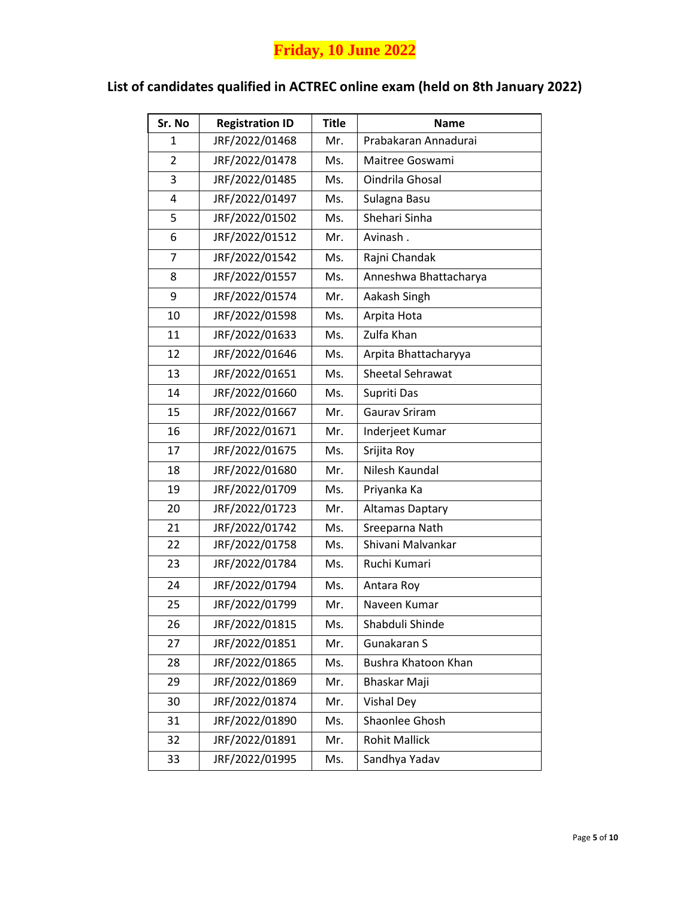**Friday, 10 June 2022**

## List of candidates qualified in ACTREC online exam (held on 8th January 2022)

| Sr. No | Registration ID | Title | Name |
|---|---|---|---|
| 1 | JRF/2022/01468 | Mr. | Prabakaran Annadurai |
| 2 | JRF/2022/01478 | Ms. | Maitree Goswami |
| 3 | JRF/2022/01485 | Ms. | Oindrila Ghosal |
| 4 | JRF/2022/01497 | Ms. | Sulagna Basu |
| 5 | JRF/2022/01502 | Ms. | Shehari Sinha |
| 6 | JRF/2022/01512 | Mr. | Avinash . |
| 7 | JRF/2022/01542 | Ms. | Rajni Chandak |
| 8 | JRF/2022/01557 | Ms. | Anneshwa Bhattacharya |
| 9 | JRF/2022/01574 | Mr. | Aakash Singh |
| 10 | JRF/2022/01598 | Ms. | Arpita Hota |
| 11 | JRF/2022/01633 | Ms. | Zulfa Khan |
| 12 | JRF/2022/01646 | Ms. | Arpita Bhattacharyya |
| 13 | JRF/2022/01651 | Ms. | Sheetal Sehrawat |
| 14 | JRF/2022/01660 | Ms. | Supriti Das |
| 15 | JRF/2022/01667 | Mr. | Gaurav Sriram |
| 16 | JRF/2022/01671 | Mr. | Inderjeet Kumar |
| 17 | JRF/2022/01675 | Ms. | Srijita Roy |
| 18 | JRF/2022/01680 | Mr. | Nilesh Kaundal |
| 19 | JRF/2022/01709 | Ms. | Priyanka Ka |
| 20 | JRF/2022/01723 | Mr. | Altamas Daptary |
| 21 | JRF/2022/01742 | Ms. | Sreeparna Nath |
| 22 | JRF/2022/01758 | Ms. | Shivani Malvankar |
| 23 | JRF/2022/01784 | Ms. | Ruchi Kumari |
| 24 | JRF/2022/01794 | Ms. | Antara Roy |
| 25 | JRF/2022/01799 | Mr. | Naveen Kumar |
| 26 | JRF/2022/01815 | Ms. | Shabduli Shinde |
| 27 | JRF/2022/01851 | Mr. | Gunakaran S |
| 28 | JRF/2022/01865 | Ms. | Bushra Khatoon Khan |
| 29 | JRF/2022/01869 | Mr. | Bhaskar Maji |
| 30 | JRF/2022/01874 | Mr. | Vishal Dey |
| 31 | JRF/2022/01890 | Ms. | Shaonlee Ghosh |
| 32 | JRF/2022/01891 | Mr. | Rohit Mallick |
| 33 | JRF/2022/01995 | Ms. | Sandhya Yadav |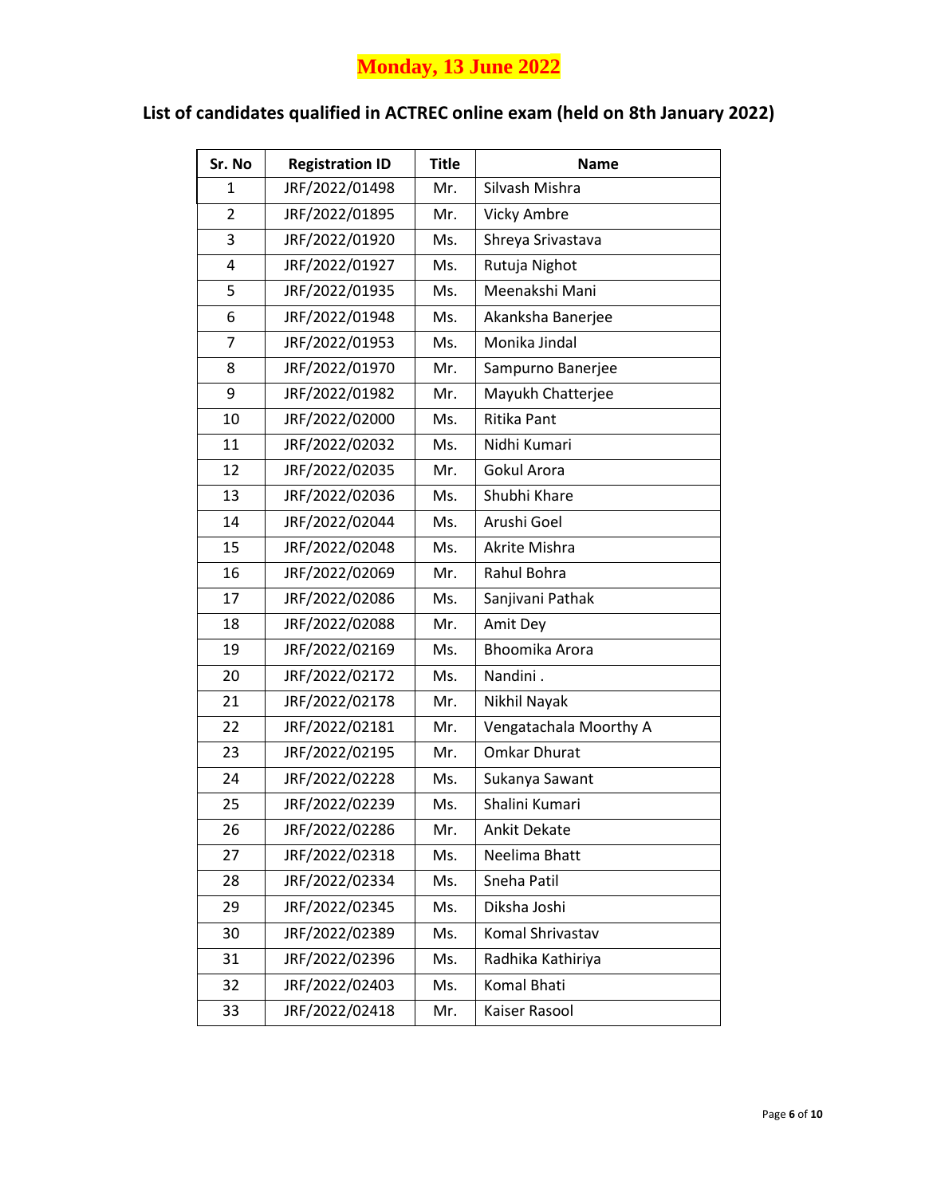**Monday, 13 June 2022**

## List of candidates qualified in ACTREC online exam (held on 8th January 2022)

| Sr. No | Registration ID | Title | Name |
|---|---|---|---|
| 1 | JRF/2022/01498 | Mr. | Silvash Mishra |
| 2 | JRF/2022/01895 | Mr. | Vicky Ambre |
| 3 | JRF/2022/01920 | Ms. | Shreya Srivastava |
| 4 | JRF/2022/01927 | Ms. | Rutuja Nighot |
| 5 | JRF/2022/01935 | Ms. | Meenakshi Mani |
| 6 | JRF/2022/01948 | Ms. | Akanksha Banerjee |
| 7 | JRF/2022/01953 | Ms. | Monika Jindal |
| 8 | JRF/2022/01970 | Mr. | Sampurno Banerjee |
| 9 | JRF/2022/01982 | Mr. | Mayukh Chatterjee |
| 10 | JRF/2022/02000 | Ms. | Ritika Pant |
| 11 | JRF/2022/02032 | Ms. | Nidhi Kumari |
| 12 | JRF/2022/02035 | Mr. | Gokul Arora |
| 13 | JRF/2022/02036 | Ms. | Shubhi Khare |
| 14 | JRF/2022/02044 | Ms. | Arushi Goel |
| 15 | JRF/2022/02048 | Ms. | Akrite Mishra |
| 16 | JRF/2022/02069 | Mr. | Rahul Bohra |
| 17 | JRF/2022/02086 | Ms. | Sanjivani Pathak |
| 18 | JRF/2022/02088 | Mr. | Amit Dey |
| 19 | JRF/2022/02169 | Ms. | Bhoomika Arora |
| 20 | JRF/2022/02172 | Ms. | Nandini . |
| 21 | JRF/2022/02178 | Mr. | Nikhil Nayak |
| 22 | JRF/2022/02181 | Mr. | Vengatachala Moorthy A |
| 23 | JRF/2022/02195 | Mr. | Omkar Dhurat |
| 24 | JRF/2022/02228 | Ms. | Sukanya Sawant |
| 25 | JRF/2022/02239 | Ms. | Shalini Kumari |
| 26 | JRF/2022/02286 | Mr. | Ankit Dekate |
| 27 | JRF/2022/02318 | Ms. | Neelima Bhatt |
| 28 | JRF/2022/02334 | Ms. | Sneha Patil |
| 29 | JRF/2022/02345 | Ms. | Diksha Joshi |
| 30 | JRF/2022/02389 | Ms. | Komal Shrivastav |
| 31 | JRF/2022/02396 | Ms. | Radhika Kathiriya |
| 32 | JRF/2022/02403 | Ms. | Komal Bhati |
| 33 | JRF/2022/02418 | Mr. | Kaiser Rasool |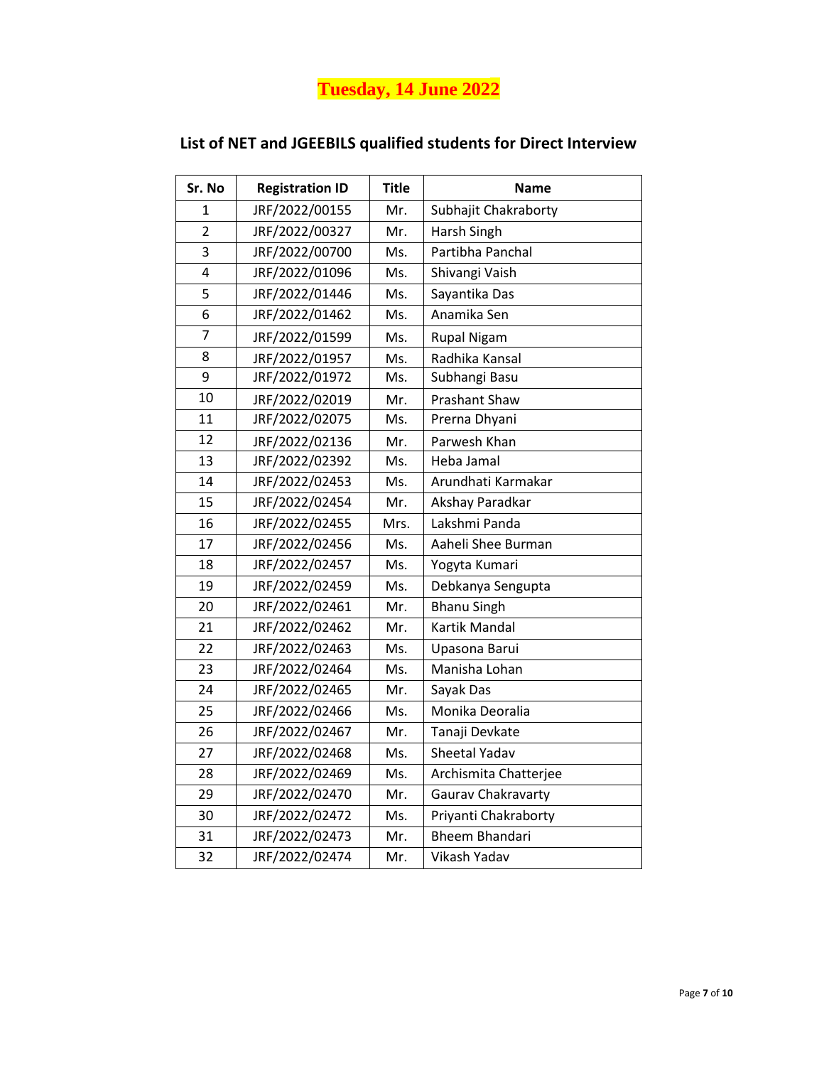**Tuesday, 14 June 2022**

## List of NET and JGEEBILS qualified students for Direct Interview

| Sr. No | Registration ID | Title | Name |
|---|---|---|---|
| 1 | JRF/2022/00155 | Mr. | Subhajit Chakraborty |
| 2 | JRF/2022/00327 | Mr. | Harsh Singh |
| 3 | JRF/2022/00700 | Ms. | Partibha Panchal |
| 4 | JRF/2022/01096 | Ms. | Shivangi Vaish |
| 5 | JRF/2022/01446 | Ms. | Sayantika Das |
| 6 | JRF/2022/01462 | Ms. | Anamika Sen |
| 7 | JRF/2022/01599 | Ms. | Rupal Nigam |
| 8 | JRF/2022/01957 | Ms. | Radhika Kansal |
| 9 | JRF/2022/01972 | Ms. | Subhangi Basu |
| 10 | JRF/2022/02019 | Mr. | Prashant Shaw |
| 11 | JRF/2022/02075 | Ms. | Prerna Dhyani |
| 12 | JRF/2022/02136 | Mr. | Parwesh Khan |
| 13 | JRF/2022/02392 | Ms. | Heba Jamal |
| 14 | JRF/2022/02453 | Ms. | Arundhati Karmakar |
| 15 | JRF/2022/02454 | Mr. | Akshay Paradkar |
| 16 | JRF/2022/02455 | Mrs. | Lakshmi Panda |
| 17 | JRF/2022/02456 | Ms. | Aaheli Shee Burman |
| 18 | JRF/2022/02457 | Ms. | Yogyta Kumari |
| 19 | JRF/2022/02459 | Ms. | Debkanya Sengupta |
| 20 | JRF/2022/02461 | Mr. | Bhanu Singh |
| 21 | JRF/2022/02462 | Mr. | Kartik Mandal |
| 22 | JRF/2022/02463 | Ms. | Upasona Barui |
| 23 | JRF/2022/02464 | Ms. | Manisha Lohan |
| 24 | JRF/2022/02465 | Mr. | Sayak Das |
| 25 | JRF/2022/02466 | Ms. | Monika Deoralia |
| 26 | JRF/2022/02467 | Mr. | Tanaji Devkate |
| 27 | JRF/2022/02468 | Ms. | Sheetal Yadav |
| 28 | JRF/2022/02469 | Ms. | Archismita Chatterjee |
| 29 | JRF/2022/02470 | Mr. | Gaurav Chakravarty |
| 30 | JRF/2022/02472 | Ms. | Priyanti Chakraborty |
| 31 | JRF/2022/02473 | Mr. | Bheem Bhandari |
| 32 | JRF/2022/02474 | Mr. | Vikash Yadav |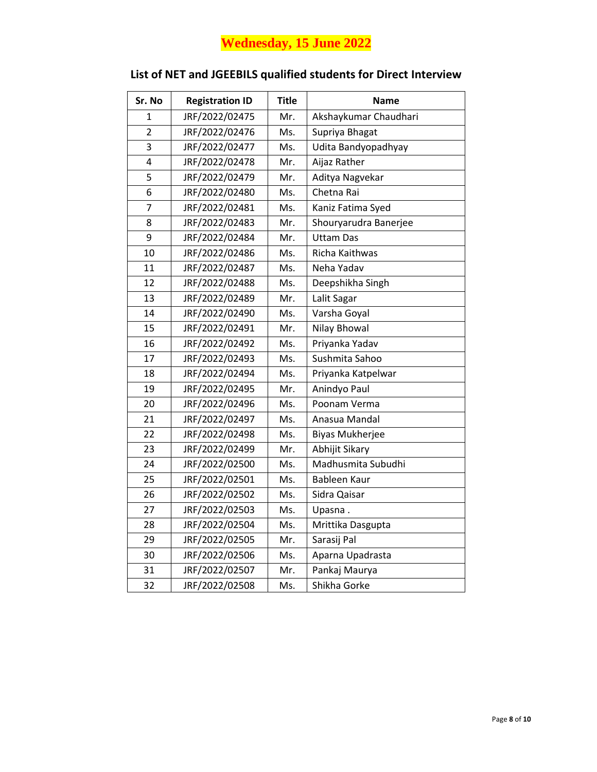**Wednesday, 15 June 2022**

## List of NET and JGEEBILS qualified students for Direct Interview

| Sr. No | Registration ID | Title | Name |
|---|---|---|---|
| 1 | JRF/2022/02475 | Mr. | Akshaykumar Chaudhari |
| 2 | JRF/2022/02476 | Ms. | Supriya Bhagat |
| 3 | JRF/2022/02477 | Ms. | Udita Bandyopadhyay |
| 4 | JRF/2022/02478 | Mr. | Aijaz Rather |
| 5 | JRF/2022/02479 | Mr. | Aditya Nagvekar |
| 6 | JRF/2022/02480 | Ms. | Chetna Rai |
| 7 | JRF/2022/02481 | Ms. | Kaniz Fatima Syed |
| 8 | JRF/2022/02483 | Mr. | Shouryarudra Banerjee |
| 9 | JRF/2022/02484 | Mr. | Uttam Das |
| 10 | JRF/2022/02486 | Ms. | Richa Kaithwas |
| 11 | JRF/2022/02487 | Ms. | Neha Yadav |
| 12 | JRF/2022/02488 | Ms. | Deepshikha Singh |
| 13 | JRF/2022/02489 | Mr. | Lalit Sagar |
| 14 | JRF/2022/02490 | Ms. | Varsha Goyal |
| 15 | JRF/2022/02491 | Mr. | Nilay Bhowal |
| 16 | JRF/2022/02492 | Ms. | Priyanka Yadav |
| 17 | JRF/2022/02493 | Ms. | Sushmita Sahoo |
| 18 | JRF/2022/02494 | Ms. | Priyanka Katpelwar |
| 19 | JRF/2022/02495 | Mr. | Anindyo Paul |
| 20 | JRF/2022/02496 | Ms. | Poonam Verma |
| 21 | JRF/2022/02497 | Ms. | Anasua Mandal |
| 22 | JRF/2022/02498 | Ms. | Biyas Mukherjee |
| 23 | JRF/2022/02499 | Mr. | Abhijit Sikary |
| 24 | JRF/2022/02500 | Ms. | Madhusmita Subudhi |
| 25 | JRF/2022/02501 | Ms. | Bableen Kaur |
| 26 | JRF/2022/02502 | Ms. | Sidra Qaisar |
| 27 | JRF/2022/02503 | Ms. | Upasna . |
| 28 | JRF/2022/02504 | Ms. | Mrittika Dasgupta |
| 29 | JRF/2022/02505 | Mr. | Sarasij Pal |
| 30 | JRF/2022/02506 | Ms. | Aparna Upadrasta |
| 31 | JRF/2022/02507 | Mr. | Pankaj Maurya |
| 32 | JRF/2022/02508 | Ms. | Shikha Gorke |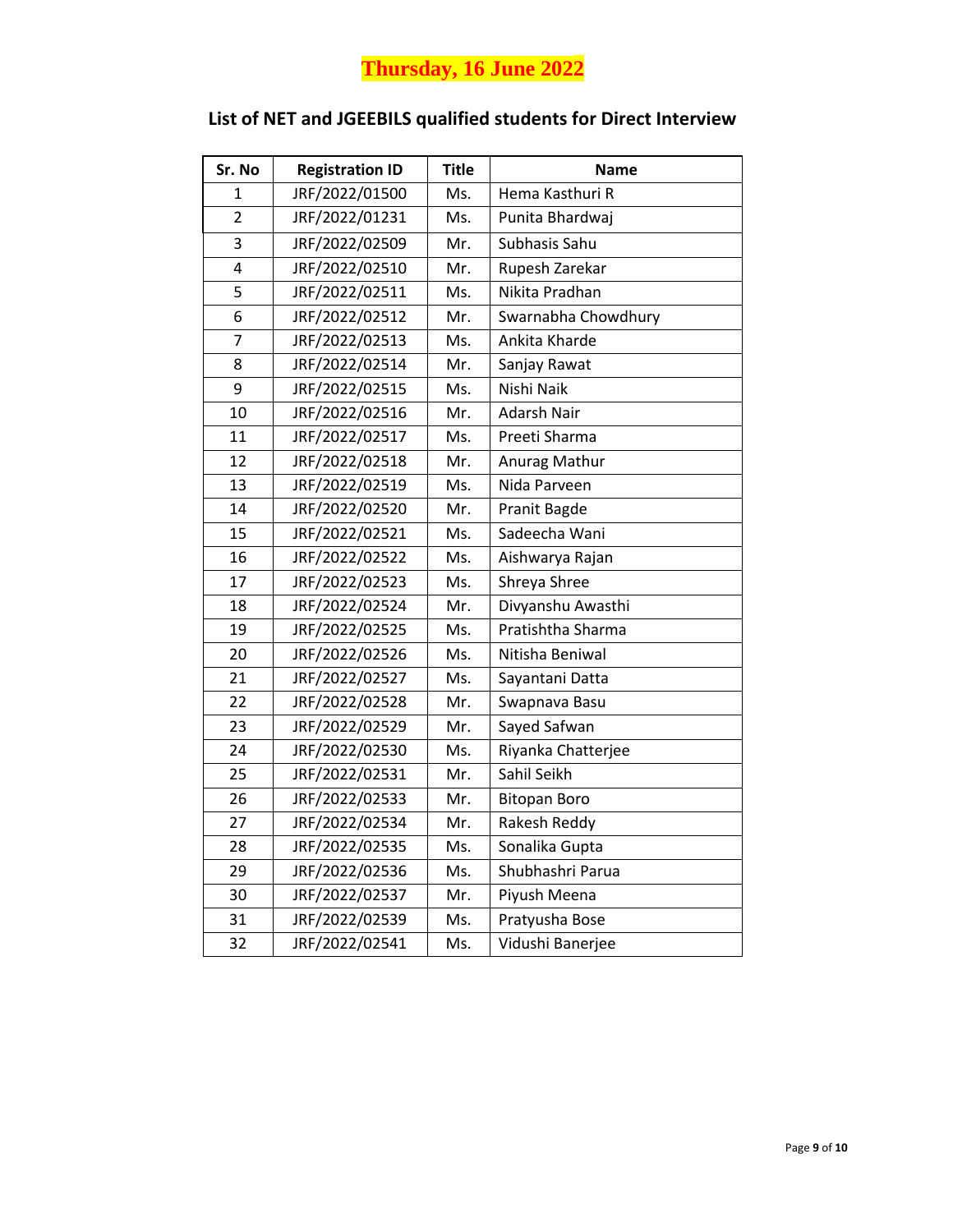**Thursday, 16 June 2022**

## List of NET and JGEEBILS qualified students for Direct Interview

| Sr. No | Registration ID | Title | Name |
|---|---|---|---|
| 1 | JRF/2022/01500 | Ms. | Hema Kasthuri R |
| 2 | JRF/2022/01231 | Ms. | Punita Bhardwaj |
| 3 | JRF/2022/02509 | Mr. | Subhasis Sahu |
| 4 | JRF/2022/02510 | Mr. | Rupesh Zarekar |
| 5 | JRF/2022/02511 | Ms. | Nikita Pradhan |
| 6 | JRF/2022/02512 | Mr. | Swarnabha Chowdhury |
| 7 | JRF/2022/02513 | Ms. | Ankita Kharde |
| 8 | JRF/2022/02514 | Mr. | Sanjay Rawat |
| 9 | JRF/2022/02515 | Ms. | Nishi Naik |
| 10 | JRF/2022/02516 | Mr. | Adarsh Nair |
| 11 | JRF/2022/02517 | Ms. | Preeti Sharma |
| 12 | JRF/2022/02518 | Mr. | Anurag Mathur |
| 13 | JRF/2022/02519 | Ms. | Nida Parveen |
| 14 | JRF/2022/02520 | Mr. | Pranit Bagde |
| 15 | JRF/2022/02521 | Ms. | Sadeecha Wani |
| 16 | JRF/2022/02522 | Ms. | Aishwarya Rajan |
| 17 | JRF/2022/02523 | Ms. | Shreya Shree |
| 18 | JRF/2022/02524 | Mr. | Divyanshu Awasthi |
| 19 | JRF/2022/02525 | Ms. | Pratishtha Sharma |
| 20 | JRF/2022/02526 | Ms. | Nitisha Beniwal |
| 21 | JRF/2022/02527 | Ms. | Sayantani Datta |
| 22 | JRF/2022/02528 | Mr. | Swapnava Basu |
| 23 | JRF/2022/02529 | Mr. | Sayed Safwan |
| 24 | JRF/2022/02530 | Ms. | Riyanka Chatterjee |
| 25 | JRF/2022/02531 | Mr. | Sahil Seikh |
| 26 | JRF/2022/02533 | Mr. | Bitopan Boro |
| 27 | JRF/2022/02534 | Mr. | Rakesh Reddy |
| 28 | JRF/2022/02535 | Ms. | Sonalika Gupta |
| 29 | JRF/2022/02536 | Ms. | Shubhashri Parua |
| 30 | JRF/2022/02537 | Mr. | Piyush Meena |
| 31 | JRF/2022/02539 | Ms. | Pratyusha Bose |
| 32 | JRF/2022/02541 | Ms. | Vidushi Banerjee |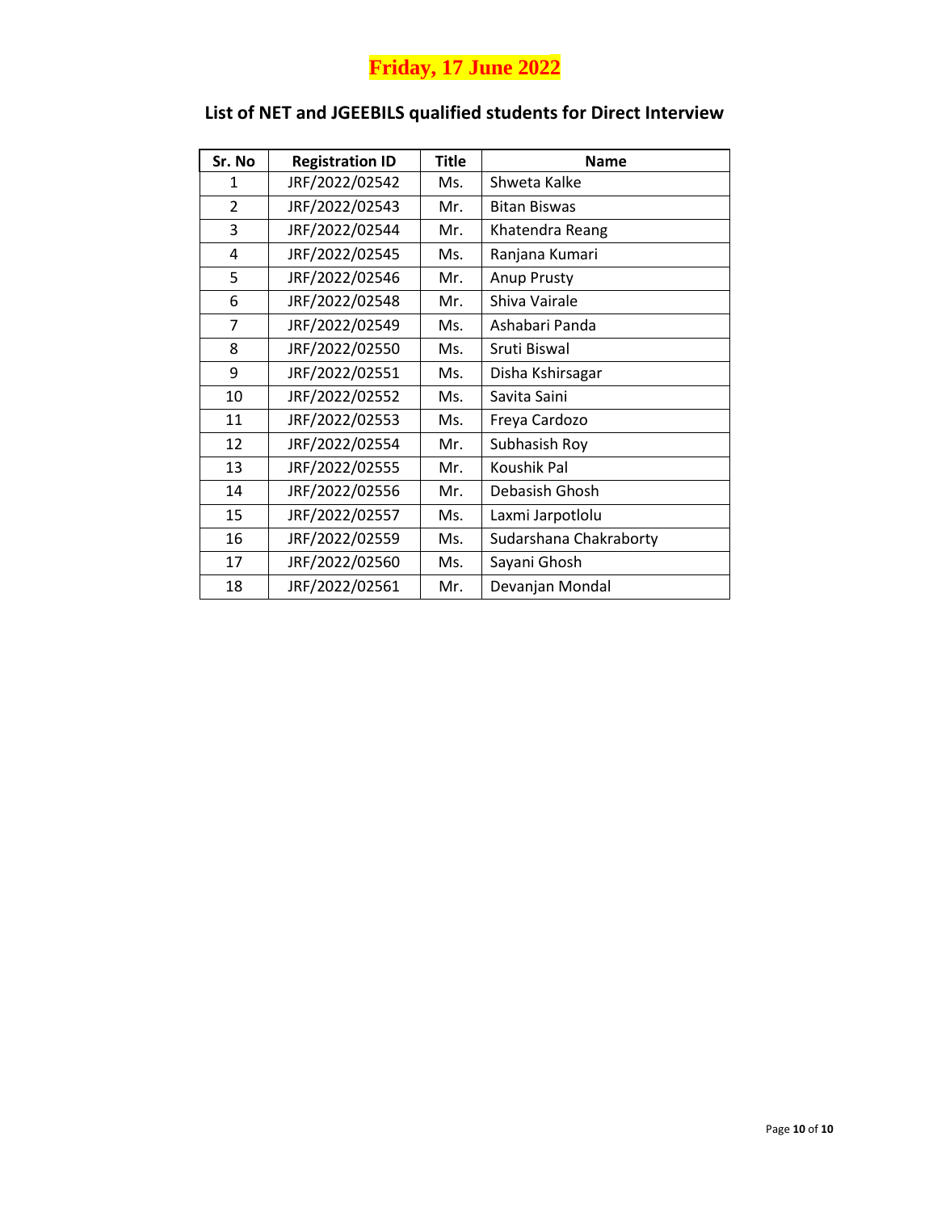**Friday, 17 June 2022**

## List of NET and JGEEBILS qualified students for Direct Interview

| Sr. No | Registration ID | Title | Name |
|---|---|---|---|
| 1 | JRF/2022/02542 | Ms. | Shweta Kalke |
| 2 | JRF/2022/02543 | Mr. | Bitan Biswas |
| 3 | JRF/2022/02544 | Mr. | Khatendra Reang |
| 4 | JRF/2022/02545 | Ms. | Ranjana Kumari |
| 5 | JRF/2022/02546 | Mr. | Anup Prusty |
| 6 | JRF/2022/02548 | Mr. | Shiva Vairale |
| 7 | JRF/2022/02549 | Ms. | Ashabari Panda |
| 8 | JRF/2022/02550 | Ms. | Sruti Biswal |
| 9 | JRF/2022/02551 | Ms. | Disha Kshirsagar |
| 10 | JRF/2022/02552 | Ms. | Savita Saini |
| 11 | JRF/2022/02553 | Ms. | Freya Cardozo |
| 12 | JRF/2022/02554 | Mr. | Subhasish Roy |
| 13 | JRF/2022/02555 | Mr. | Koushik Pal |
| 14 | JRF/2022/02556 | Mr. | Debasish Ghosh |
| 15 | JRF/2022/02557 | Ms. | Laxmi Jarpotlolu |
| 16 | JRF/2022/02559 | Ms. | Sudarshana Chakraborty |
| 17 | JRF/2022/02560 | Ms. | Sayani Ghosh |
| 18 | JRF/2022/02561 | Mr. | Devanjan Mondal |